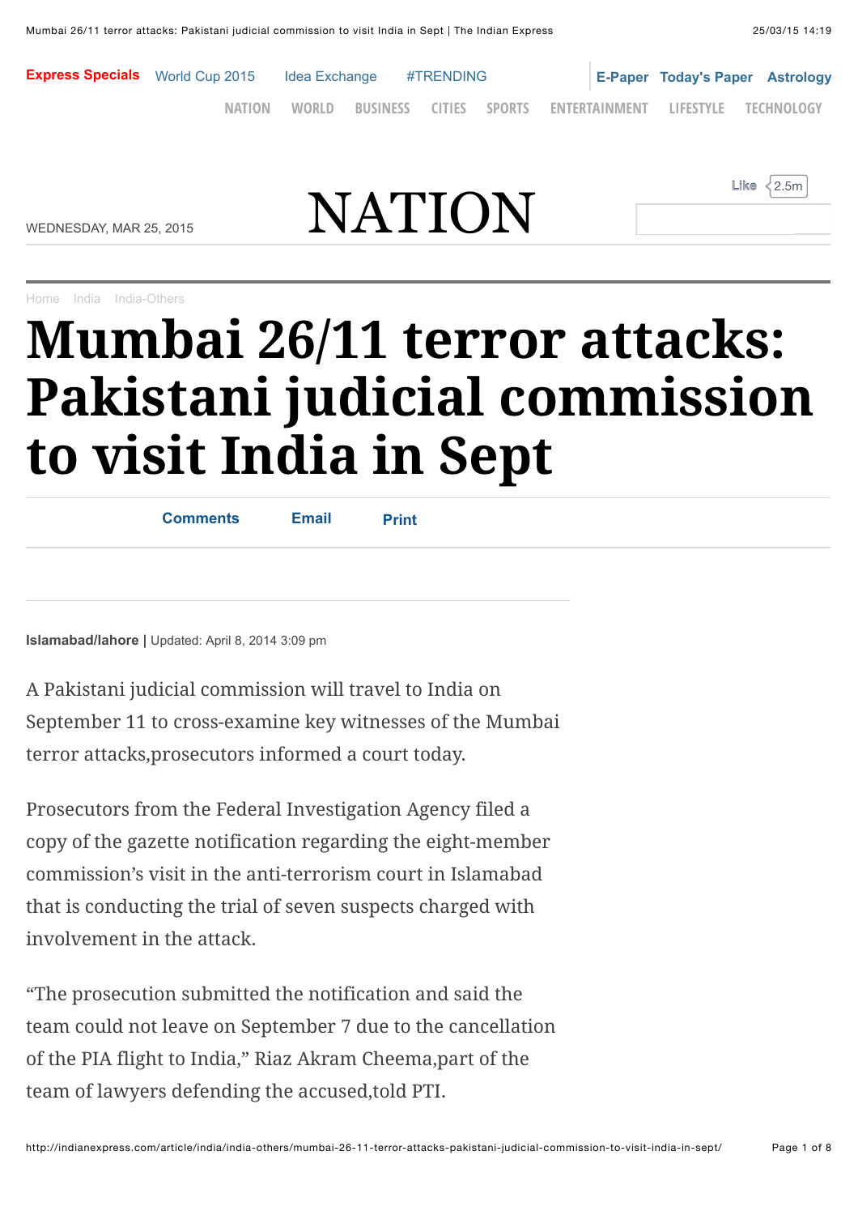# Mumbai 26/11 terror attacks: Pakistani judicial commission to visit India in Sept

**Islamabad/lahore** | Updated: April 8, 2014 3:09 pm

A Pakistani judicial commission will travel to India on September 11 to cross-examine key witnesses of the Mumbai terror attacks,prosecutors informed a court today.

Prosecutors from the Federal Investigation Agency filed a copy of the gazette notification regarding the eight-member commission's visit in the anti-terrorism court in Islamabad that is conducting the trial of seven suspects charged with involvement in the attack.

"The prosecution submitted the notification and said the team could not leave on September 7 due to the cancellation of the PIA flight to India," Riaz Akram Cheema,part of the team of lawyers defending the accused,told PTI.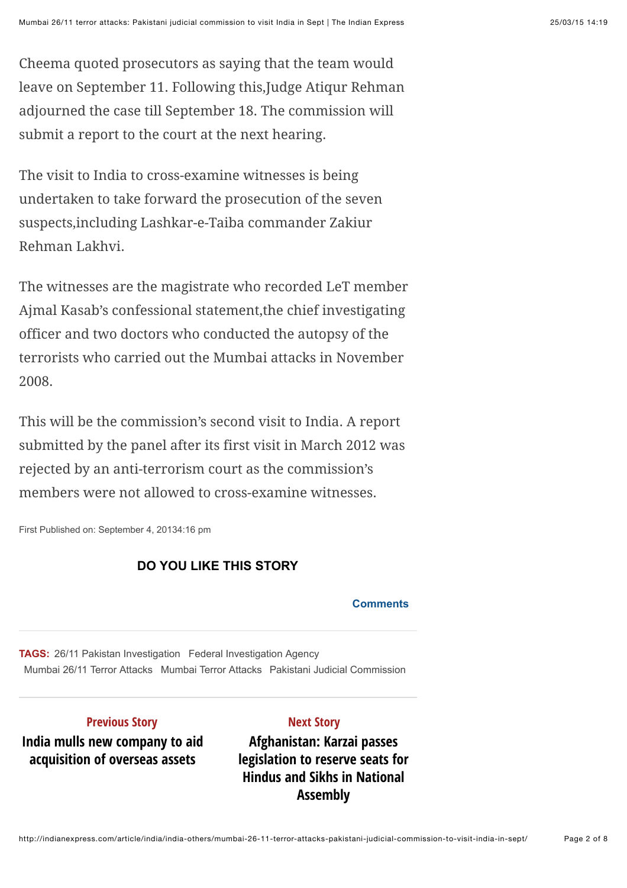Cheema quoted prosecutors as saying that the team would leave on September 11. Following this,Judge Atiqur Rehman adjourned the case till September 18. The commission will submit a report to the court at the next hearing.

The visit to India to cross-examine witnesses is being undertaken to take forward the prosecution of the seven suspects,including Lashkar-e-Taiba commander Zakiur Rehman Lakhvi.

The witnesses are the magistrate who recorded LeT member Ajmal Kasab's confessional statement,the chief investigating officer and two doctors who conducted the autopsy of the terrorists who carried out the Mumbai attacks in November 2008.

This will be the commission's second visit to India. A report submitted by the panel after its first visit in March 2012 was rejected by an anti-terrorism court as the commission's members were not allowed to cross-examine witnesses.

First Published on: September 4, 20134:16 pm

**DO YOU LIKE THIS STORY**

**Comments**

**TAGS:** 26/11 Pakistan Investigation   Federal Investigation Agency   Mumbai 26/11 Terror Attacks   Mumbai Terror Attacks   Pakistani Judicial Commission

**Previous Story**
**India mulls new company to aid acquisition of overseas assets**

**Next Story**
**Afghanistan: Karzai passes legislation to reserve seats for Hindus and Sikhs in National Assembly**